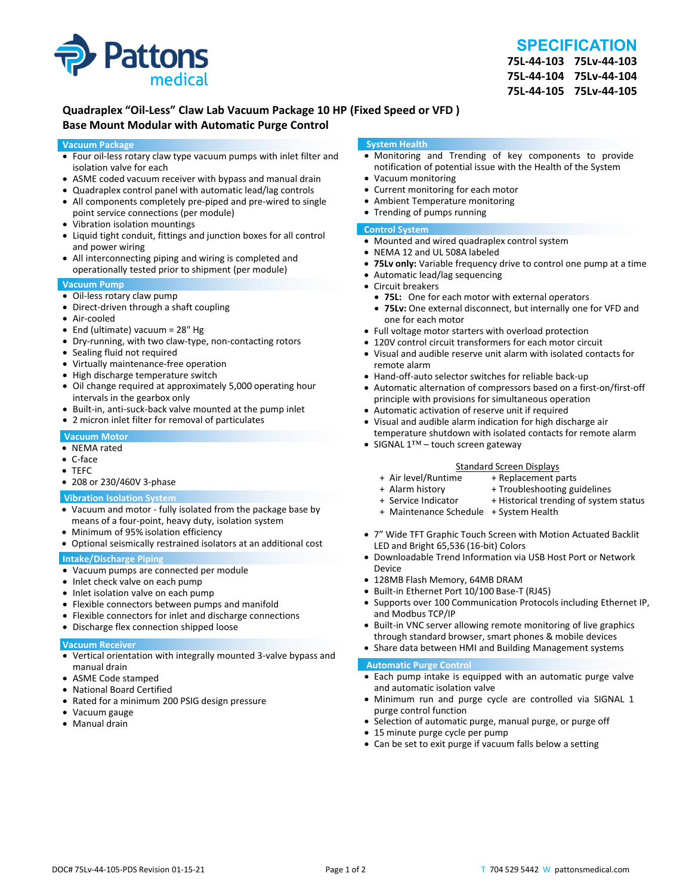Pattons medical

# SPECIFICATION

**75L-44-103 75Lv-44-103**
**75L-44-104 75Lv-44-104**
**75L-44-105 75Lv-44-105**

## Quadraplex "Oil-Less" Claw Lab Vacuum Package 10 HP (Fixed Speed or VFD )
## Base Mount Modular with Automatic Purge Control

### Vacuum Package

- Four oil-less rotary claw type vacuum pumps with inlet filter and isolation valve for each
- ASME coded vacuum receiver with bypass and manual drain
- Quadraplex control panel with automatic lead/lag controls
- All components completely pre-piped and pre-wired to single point service connections (per module)
- Vibration isolation mountings
- Liquid tight conduit, fittings and junction boxes for all control and power wiring
- All interconnecting piping and wiring is completed and operationally tested prior to shipment (per module)

### Vacuum Pump

- Oil-less rotary claw pump
- Direct-driven through a shaft coupling
- Air-cooled
- End (ultimate) vacuum = 28" Hg
- Dry-running, with two claw-type, non-contacting rotors
- Sealing fluid not required
- Virtually maintenance-free operation
- High discharge temperature switch
- Oil change required at approximately 5,000 operating hour intervals in the gearbox only
- Built-in, anti-suck-back valve mounted at the pump inlet
- 2 micron inlet filter for removal of particulates

### Vacuum Motor

- NEMA rated
- C-face
- TEFC
- 208 or 230/460V 3-phase

### Vibration Isolation System

- Vacuum and motor - fully isolated from the package base by means of a four-point, heavy duty, isolation system
- Minimum of 95% isolation efficiency
- Optional seismically restrained isolators at an additional cost

### Intake/Discharge Piping

- Vacuum pumps are connected per module
- Inlet check valve on each pump
- Inlet isolation valve on each pump
- Flexible connectors between pumps and manifold
- Flexible connectors for inlet and discharge connections
- Discharge flex connection shipped loose

### Vacuum Receiver

- Vertical orientation with integrally mounted 3-valve bypass and manual drain
- ASME Code stamped
- National Board Certified
- Rated for a minimum 200 PSIG design pressure
- Vacuum gauge
- Manual drain

### System Health

- Monitoring and Trending of key components to provide notification of potential issue with the Health of the System
- Vacuum monitoring
- Current monitoring for each motor
- Ambient Temperature monitoring
- Trending of pumps running

### Control System

- Mounted and wired quadraplex control system
- NEMA 12 and UL 508A labeled
- **75Lv only:** Variable frequency drive to control one pump at a time
- Automatic lead/lag sequencing
- Circuit breakers
  - **75L:** One for each motor with external operators
  - **75Lv:** One external disconnect, but internally one for VFD and one for each motor
- Full voltage motor starters with overload protection
- 120V control circuit transformers for each motor circuit
- Visual and audible reserve unit alarm with isolated contacts for remote alarm
- Hand-off-auto selector switches for reliable back-up
- Automatic alternation of compressors based on a first-on/first-off principle with provisions for simultaneous operation
- Automatic activation of reserve unit if required
- Visual and audible alarm indication for high discharge air temperature shutdown with isolated contacts for remote alarm
- SIGNAL 1™ – touch screen gateway

Standard Screen Displays

| | |
|---|---|
| + Air level/Runtime | + Replacement parts |
| + Alarm history | + Troubleshooting guidelines |
| + Service Indicator | + Historical trending of system status |
| + Maintenance Schedule | + System Health |

- 7" Wide TFT Graphic Touch Screen with Motion Actuated Backlit LED and Bright 65,536 (16-bit) Colors
- Downloadable Trend Information via USB Host Port or Network Device
- 128MB Flash Memory, 64MB DRAM
- Built-in Ethernet Port 10/100 Base-T (RJ45)
- Supports over 100 Communication Protocols including Ethernet IP, and Modbus TCP/IP
- Built-in VNC server allowing remote monitoring of live graphics through standard browser, smart phones & mobile devices
- Share data between HMI and Building Management systems

### Automatic Purge Control

- Each pump intake is equipped with an automatic purge valve and automatic isolation valve
- Minimum run and purge cycle are controlled via SIGNAL 1 purge control function
- Selection of automatic purge, manual purge, or purge off
- 15 minute purge cycle per pump
- Can be set to exit purge if vacuum falls below a setting

DOC# 75Lv-44-105-PDS Revision 01-15-21

T 704 529 5442 W pattonsmedical.com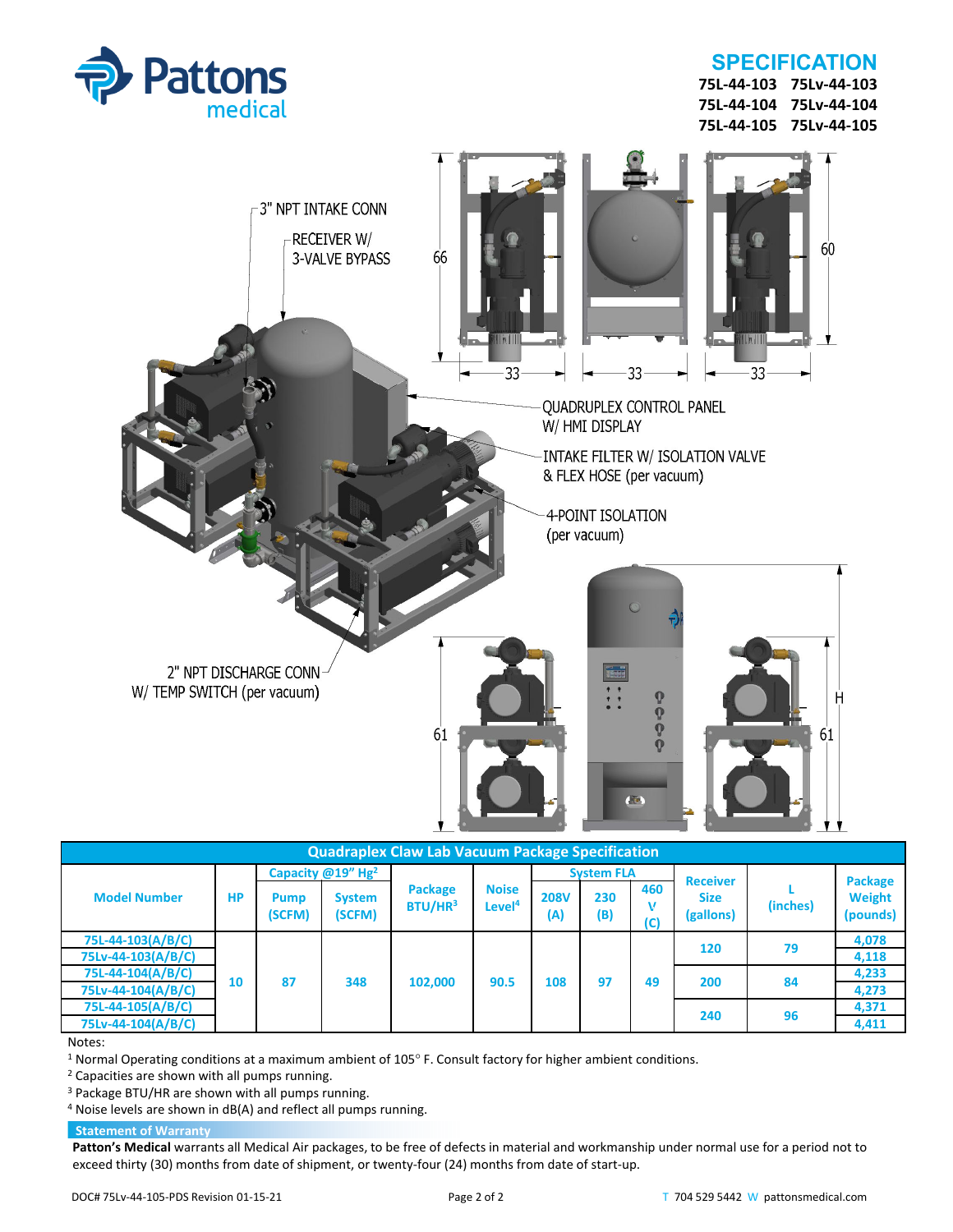## SPECIFICATION

**75L-44-103 75Lv-44-103**
**75L-44-104 75Lv-44-104**
**75L-44-105 75Lv-44-105**

3" NPT INTAKE CONN

RECEIVER W/ 3-VALVE BYPASS

QUADRUPLEX CONTROL PANEL W/ HMI DISPLAY

INTAKE FILTER W/ ISOLATION VALVE & FLEX HOSE (per vacuum)

4-POINT ISOLATION (per vacuum)

2" NPT DISCHARGE CONN W/ TEMP SWITCH (per vacuum)

66

60

33

33

33

61

61

H

| Quadraplex Claw Lab Vacuum Package Specification | | | | | | | | | | | |
|---|---|---|---|---|---|---|---|---|---|---|---|
| Model Number | HP | Capacity @19" Hg[2] | | Package BTU/HR[3] | Noise Level[4] | System FLA | | | Receiver Size (gallons) | L (inches) | Package Weight (pounds) |
| | | Pump (SCFM) | System (SCFM) | | | 208V (A) | 230 (B) | 460 V (C) | | | |
| 75L-44-103(A/B/C) | 10 | 87 | 348 | 102,000 | 90.5 | 108 | 97 | 49 | 120 | 79 | 4,078 |
| 75Lv-44-103(A/B/C) | | | | | | | | | | | 4,118 |
| 75L-44-104(A/B/C) | | | | | | | | | 200 | 84 | 4,233 |
| 75Lv-44-104(A/B/C) | | | | | | | | | | | 4,273 |
| 75L-44-105(A/B/C) | | | | | | | | | 240 | 96 | 4,371 |
| 75Lv-44-104(A/B/C) | | | | | | | | | | | 4,411 |

Notes:

[1] Normal Operating conditions at a maximum ambient of 105° F. Consult factory for higher ambient conditions.

[2] Capacities are shown with all pumps running.

[3] Package BTU/HR are shown with all pumps running.

[4] Noise levels are shown in dB(A) and reflect all pumps running.

### Statement of Warranty

**Patton's Medical** warrants all Medical Air packages, to be free of defects in material and workmanship under normal use for a period not to exceed thirty (30) months from date of shipment, or twenty-four (24) months from date of start-up.

DOC# 75Lv-44-105-PDS Revision 01-15-21

T 704 529 5442 W pattonsmedical.com